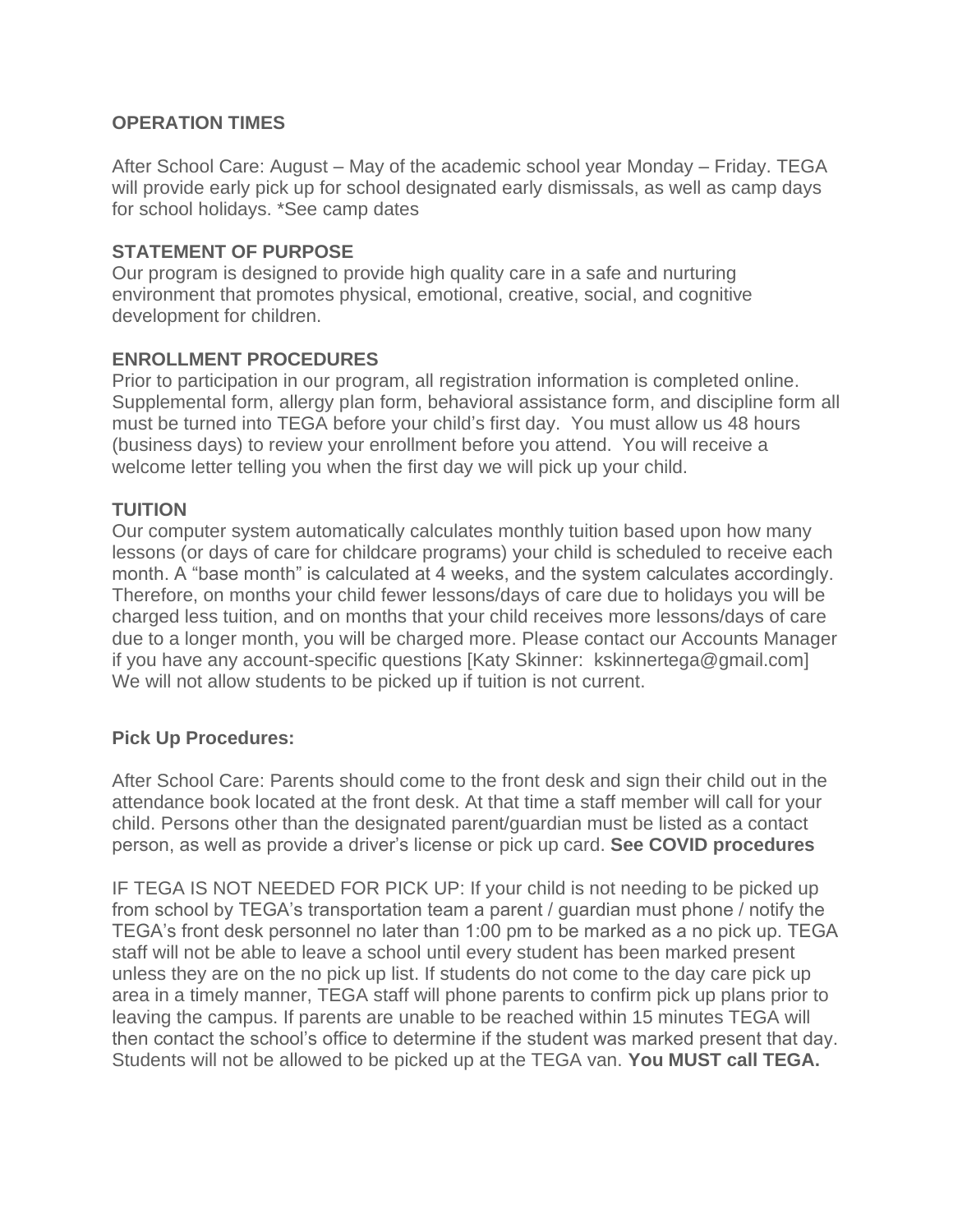**OPERATION TIMES**

After School Care: August – May of the academic school year Monday – Friday. TEGA will provide early pick up for school designated early dismissals, as well as camp days for school holidays. *See camp dates

**STATEMENT OF PURPOSE**

Our program is designed to provide high quality care in a safe and nurturing environment that promotes physical, emotional, creative, social, and cognitive development for children.

**ENROLLMENT PROCEDURES**

Prior to participation in our program, all registration information is completed online. Supplemental form, allergy plan form, behavioral assistance form, and discipline form all must be turned into TEGA before your child's first day. You must allow us 48 hours (business days) to review your enrollment before you attend. You will receive a welcome letter telling you when the first day we will pick up your child.

**TUITION**

Our computer system automatically calculates monthly tuition based upon how many lessons (or days of care for childcare programs) your child is scheduled to receive each month. A "base month" is calculated at 4 weeks, and the system calculates accordingly. Therefore, on months your child fewer lessons/days of care due to holidays you will be charged less tuition, and on months that your child receives more lessons/days of care due to a longer month, you will be charged more. Please contact our Accounts Manager if you have any account-specific questions [Katy Skinner: kskinnertega@gmail.com] We will not allow students to be picked up if tuition is not current.

**Pick Up Procedures:**

After School Care: Parents should come to the front desk and sign their child out in the attendance book located at the front desk. At that time a staff member will call for your child. Persons other than the designated parent/guardian must be listed as a contact person, as well as provide a driver's license or pick up card. **See COVID procedures**

IF TEGA IS NOT NEEDED FOR PICK UP: If your child is not needing to be picked up from school by TEGA's transportation team a parent / guardian must phone / notify the TEGA's front desk personnel no later than 1:00 pm to be marked as a no pick up. TEGA staff will not be able to leave a school until every student has been marked present unless they are on the no pick up list. If students do not come to the day care pick up area in a timely manner, TEGA staff will phone parents to confirm pick up plans prior to leaving the campus. If parents are unable to be reached within 15 minutes TEGA will then contact the school's office to determine if the student was marked present that day. Students will not be allowed to be picked up at the TEGA van. **You MUST call TEGA.**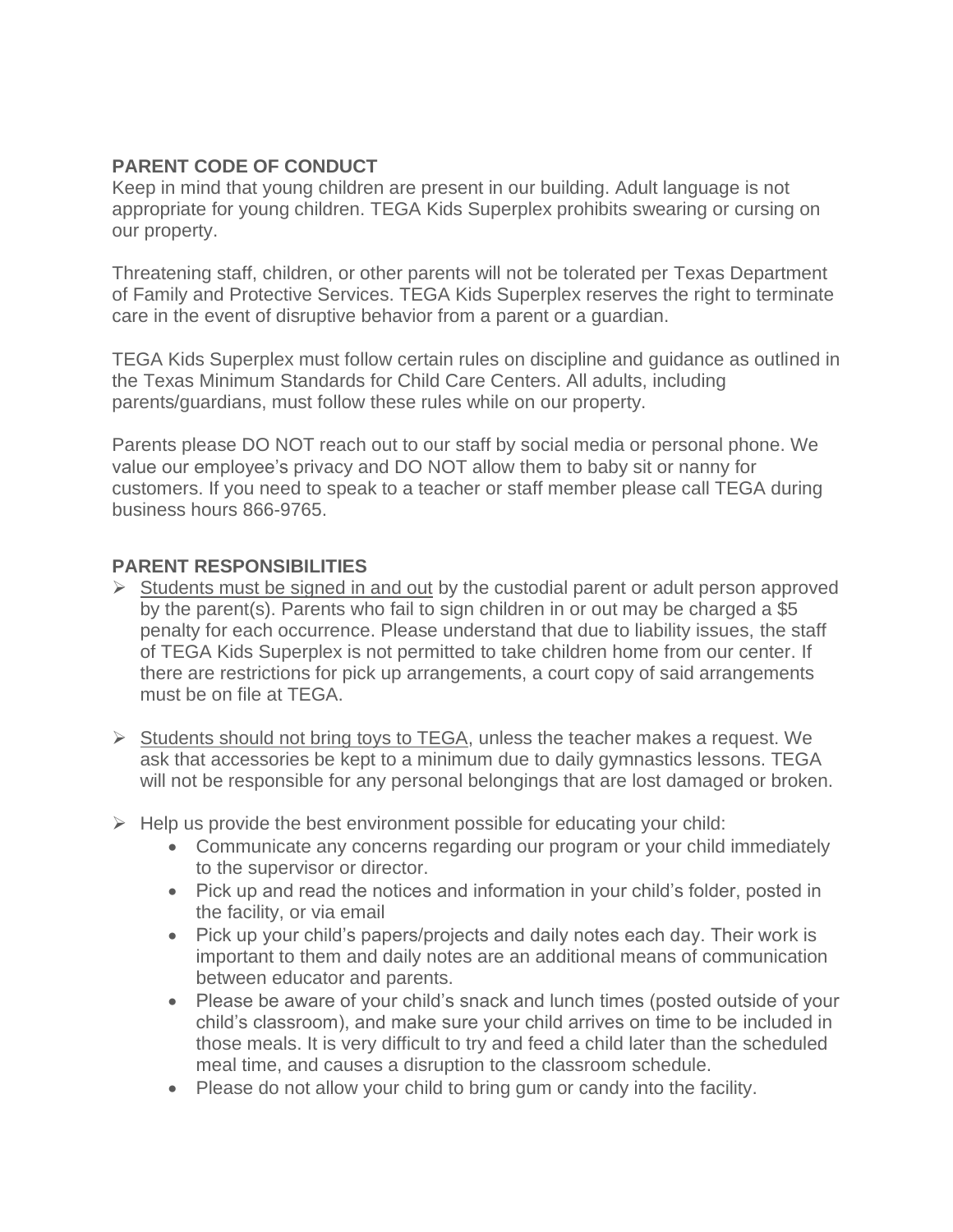## PARENT CODE OF CONDUCT

Keep in mind that young children are present in our building. Adult language is not appropriate for young children. TEGA Kids Superplex prohibits swearing or cursing on our property.

Threatening staff, children, or other parents will not be tolerated per Texas Department of Family and Protective Services. TEGA Kids Superplex reserves the right to terminate care in the event of disruptive behavior from a parent or a guardian.

TEGA Kids Superplex must follow certain rules on discipline and guidance as outlined in the Texas Minimum Standards for Child Care Centers. All adults, including parents/guardians, must follow these rules while on our property.

Parents please DO NOT reach out to our staff by social media or personal phone. We value our employee's privacy and DO NOT allow them to baby sit or nanny for customers. If you need to speak to a teacher or staff member please call TEGA during business hours 866-9765.

## PARENT RESPONSIBILITIES

- <u>Students must be signed in and out</u> by the custodial parent or adult person approved by the parent(s). Parents who fail to sign children in or out may be charged a $5 penalty for each occurrence. Please understand that due to liability issues, the staff of TEGA Kids Superplex is not permitted to take children home from our center. If there are restrictions for pick up arrangements, a court copy of said arrangements must be on file at TEGA.

- <u>Students should not bring toys to TEGA</u>, unless the teacher makes a request. We ask that accessories be kept to a minimum due to daily gymnastics lessons. TEGA will not be responsible for any personal belongings that are lost damaged or broken.

- Help us provide the best environment possible for educating your child:
  - Communicate any concerns regarding our program or your child immediately to the supervisor or director.
  - Pick up and read the notices and information in your child's folder, posted in the facility, or via email
  - Pick up your child's papers/projects and daily notes each day. Their work is important to them and daily notes are an additional means of communication between educator and parents.
  - Please be aware of your child's snack and lunch times (posted outside of your child's classroom), and make sure your child arrives on time to be included in those meals. It is very difficult to try and feed a child later than the scheduled meal time, and causes a disruption to the classroom schedule.
  - Please do not allow your child to bring gum or candy into the facility.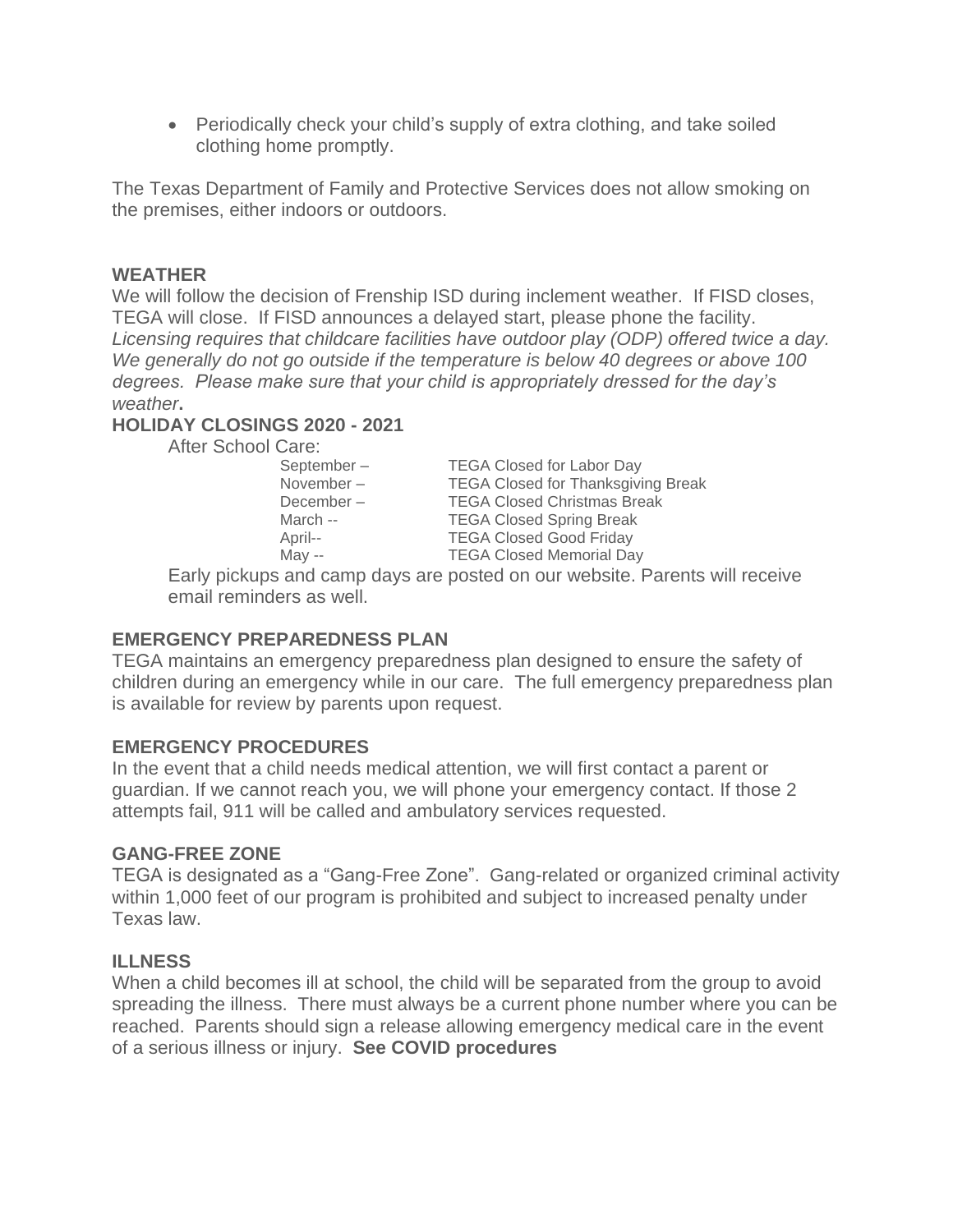- Periodically check your child's supply of extra clothing, and take soiled clothing home promptly.

The Texas Department of Family and Protective Services does not allow smoking on the premises, either indoors or outdoors.

## WEATHER

We will follow the decision of Frenship ISD during inclement weather. If FISD closes, TEGA will close. If FISD announces a delayed start, please phone the facility. *Licensing requires that childcare facilities have outdoor play (ODP) offered twice a day. We generally do not go outside if the temperature is below 40 degrees or above 100 degrees. Please make sure that your child is appropriately dressed for the day's weather***.**

## HOLIDAY CLOSINGS 2020 - 2021

After School Care:

| | |
|---|---|
| September – | TEGA Closed for Labor Day |
| November – | TEGA Closed for Thanksgiving Break |
| December – | TEGA Closed Christmas Break |
| March -- | TEGA Closed Spring Break |
| April-- | TEGA Closed Good Friday |
| May -- | TEGA Closed Memorial Day |

Early pickups and camp days are posted on our website. Parents will receive email reminders as well.

## EMERGENCY PREPAREDNESS PLAN

TEGA maintains an emergency preparedness plan designed to ensure the safety of children during an emergency while in our care. The full emergency preparedness plan is available for review by parents upon request.

## EMERGENCY PROCEDURES

In the event that a child needs medical attention, we will first contact a parent or guardian. If we cannot reach you, we will phone your emergency contact. If those 2 attempts fail, 911 will be called and ambulatory services requested.

## GANG-FREE ZONE

TEGA is designated as a "Gang-Free Zone". Gang-related or organized criminal activity within 1,000 feet of our program is prohibited and subject to increased penalty under Texas law.

## ILLNESS

When a child becomes ill at school, the child will be separated from the group to avoid spreading the illness. There must always be a current phone number where you can be reached. Parents should sign a release allowing emergency medical care in the event of a serious illness or injury. **See COVID procedures**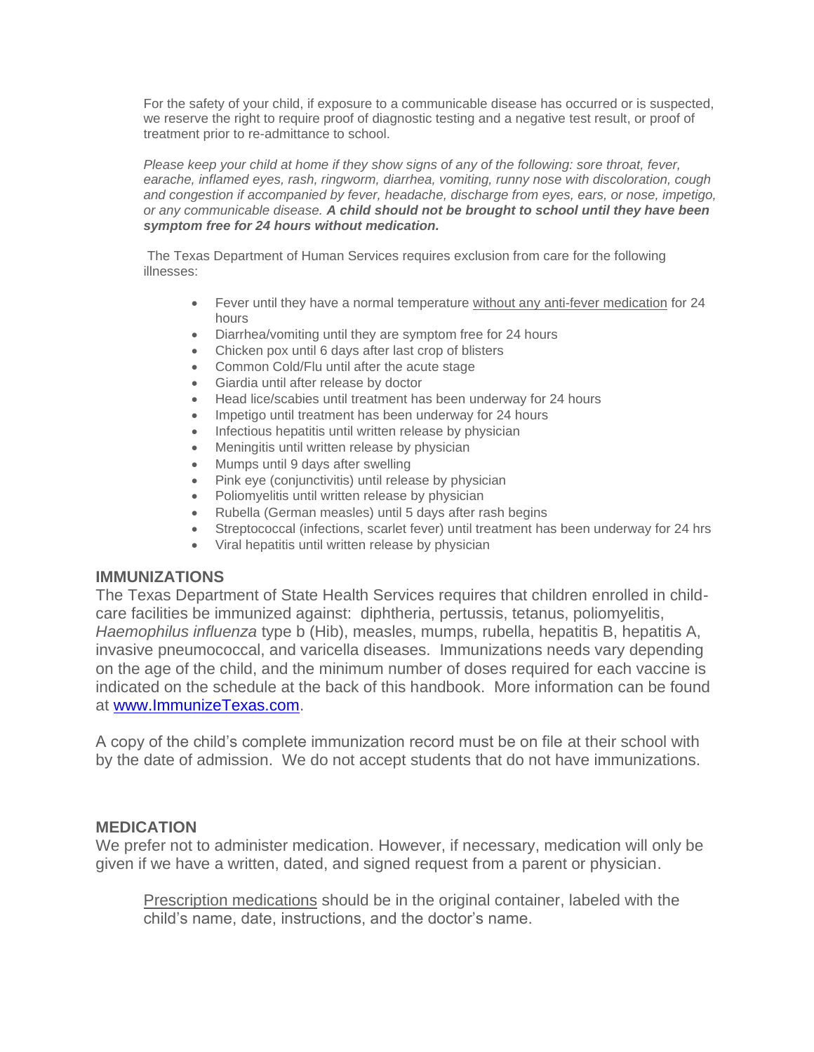For the safety of your child, if exposure to a communicable disease has occurred or is suspected, we reserve the right to require proof of diagnostic testing and a negative test result, or proof of treatment prior to re-admittance to school.

*Please keep your child at home if they show signs of any of the following: sore throat, fever, earache, inflamed eyes, rash, ringworm, diarrhea, vomiting, runny nose with discoloration, cough and congestion if accompanied by fever, headache, discharge from eyes, ears, or nose, impetigo, or any communicable disease.* ***A child should not be brought to school until they have been symptom free for 24 hours without medication.***

The Texas Department of Human Services requires exclusion from care for the following illnesses:

- Fever until they have a normal temperature without any anti-fever medication for 24 hours
- Diarrhea/vomiting until they are symptom free for 24 hours
- Chicken pox until 6 days after last crop of blisters
- Common Cold/Flu until after the acute stage
- Giardia until after release by doctor
- Head lice/scabies until treatment has been underway for 24 hours
- Impetigo until treatment has been underway for 24 hours
- Infectious hepatitis until written release by physician
- Meningitis until written release by physician
- Mumps until 9 days after swelling
- Pink eye (conjunctivitis) until release by physician
- Poliomyelitis until written release by physician
- Rubella (German measles) until 5 days after rash begins
- Streptococcal (infections, scarlet fever) until treatment has been underway for 24 hrs
- Viral hepatitis until written release by physician

## IMMUNIZATIONS

The Texas Department of State Health Services requires that children enrolled in child-care facilities be immunized against: diphtheria, pertussis, tetanus, poliomyelitis, *Haemophilus influenza* type b (Hib), measles, mumps, rubella, hepatitis B, hepatitis A, invasive pneumococcal, and varicella diseases. Immunizations needs vary depending on the age of the child, and the minimum number of doses required for each vaccine is indicated on the schedule at the back of this handbook. More information can be found at www.ImmunizeTexas.com.

A copy of the child's complete immunization record must be on file at their school with by the date of admission. We do not accept students that do not have immunizations.

## MEDICATION

We prefer not to administer medication. However, if necessary, medication will only be given if we have a written, dated, and signed request from a parent or physician.

Prescription medications should be in the original container, labeled with the child's name, date, instructions, and the doctor's name.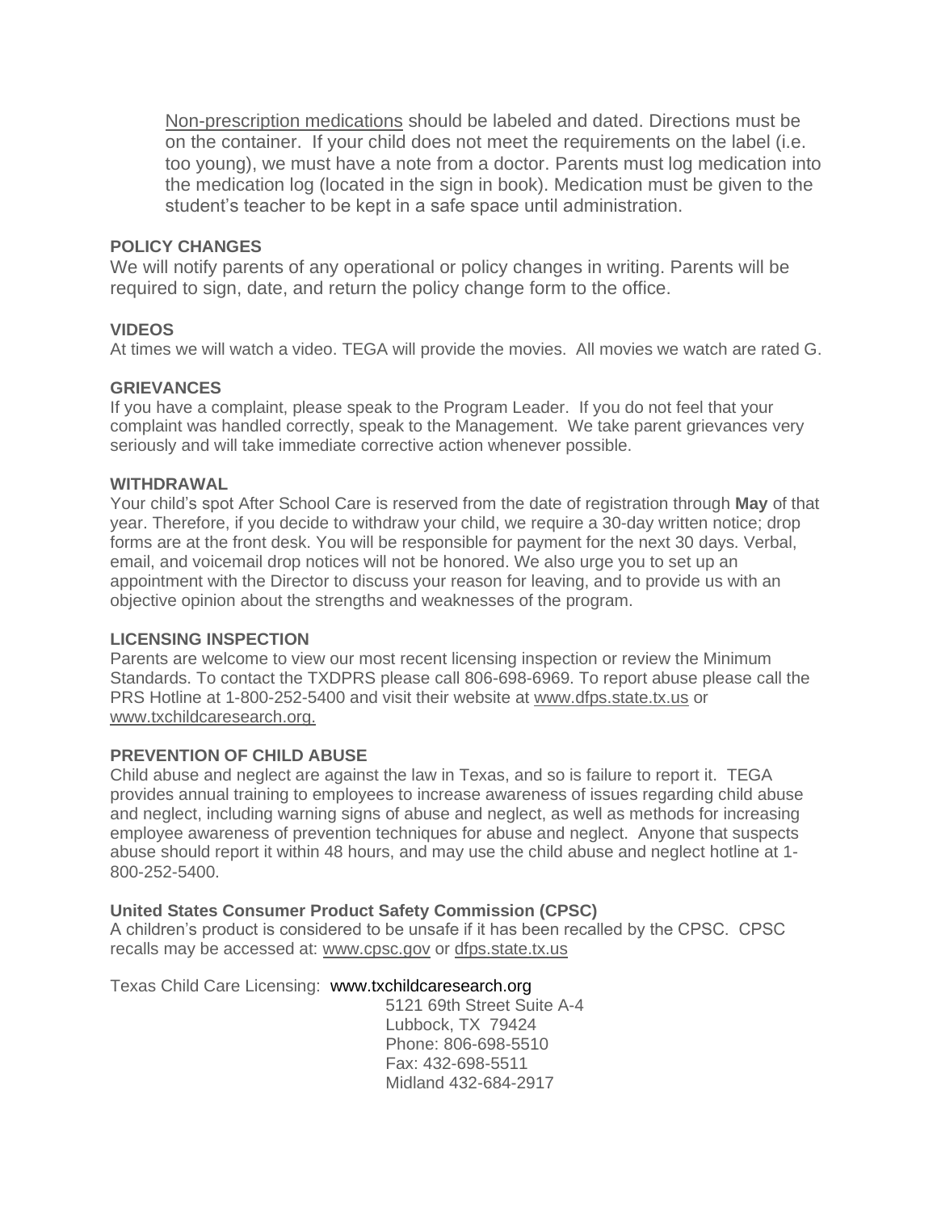Non-prescription medications should be labeled and dated. Directions must be on the container. If your child does not meet the requirements on the label (i.e. too young), we must have a note from a doctor. Parents must log medication into the medication log (located in the sign in book). Medication must be given to the student's teacher to be kept in a safe space until administration.

**POLICY CHANGES**

We will notify parents of any operational or policy changes in writing. Parents will be required to sign, date, and return the policy change form to the office.

**VIDEOS**

At times we will watch a video. TEGA will provide the movies. All movies we watch are rated G.

**GRIEVANCES**

If you have a complaint, please speak to the Program Leader. If you do not feel that your complaint was handled correctly, speak to the Management. We take parent grievances very seriously and will take immediate corrective action whenever possible.

**WITHDRAWAL**

Your child's spot After School Care is reserved from the date of registration through **May** of that year. Therefore, if you decide to withdraw your child, we require a 30-day written notice; drop forms are at the front desk. You will be responsible for payment for the next 30 days. Verbal, email, and voicemail drop notices will not be honored. We also urge you to set up an appointment with the Director to discuss your reason for leaving, and to provide us with an objective opinion about the strengths and weaknesses of the program.

**LICENSING INSPECTION**

Parents are welcome to view our most recent licensing inspection or review the Minimum Standards. To contact the TXDPRS please call 806-698-6969. To report abuse please call the PRS Hotline at 1-800-252-5400 and visit their website at www.dfps.state.tx.us or www.txchildcaresearch.org.

**PREVENTION OF CHILD ABUSE**

Child abuse and neglect are against the law in Texas, and so is failure to report it. TEGA provides annual training to employees to increase awareness of issues regarding child abuse and neglect, including warning signs of abuse and neglect, as well as methods for increasing employee awareness of prevention techniques for abuse and neglect. Anyone that suspects abuse should report it within 48 hours, and may use the child abuse and neglect hotline at 1-800-252-5400.

**United States Consumer Product Safety Commission (CPSC)**

A children's product is considered to be unsafe if it has been recalled by the CPSC. CPSC recalls may be accessed at: www.cpsc.gov or dfps.state.tx.us

Texas Child Care Licensing: www.txchildcaresearch.org

5121 69th Street Suite A-4
Lubbock, TX 79424
Phone: 806-698-5510
Fax: 432-698-5511
Midland 432-684-2917